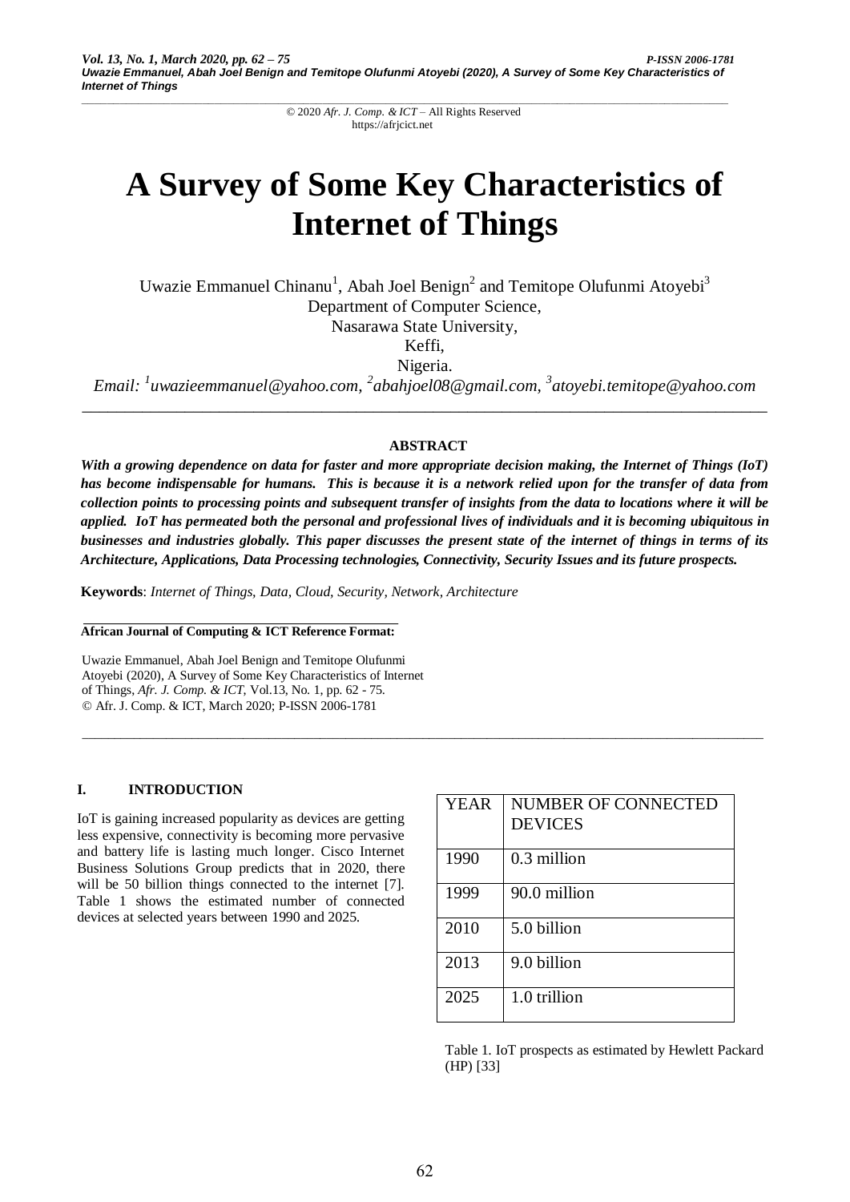© 2020 *Afr. J. Comp. & ICT* – All Rights Reserved
https://afrjcict.net

# A Survey of Some Key Characteristics of Internet of Things

Uwazie Emmanuel Chinanu[1], Abah Joel Benign[2] and Temitope Olufunmi Atoyebi[3]
Department of Computer Science,
Nasarawa State University,
Keffi,
Nigeria.

*Email: [1]uwazieemmanuel@yahoo.com, [2]abahjoel08@gmail.com, [3]atoyebi.temitope@yahoo.com*

---

**ABSTRACT**

***With a growing dependence on data for faster and more appropriate decision making, the Internet of Things (IoT) has become indispensable for humans. This is because it is a network relied upon for the transfer of data from collection points to processing points and subsequent transfer of insights from the data to locations where it will be applied. IoT has permeated both the personal and professional lives of individuals and it is becoming ubiquitous in businesses and industries globally. This paper discusses the present state of the internet of things in terms of its Architecture, Applications, Data Processing technologies, Connectivity, Security Issues and its future prospects.***

**Keywords**: *Internet of Things, Data, Cloud, Security, Network, Architecture*

**African Journal of Computing & ICT Reference Format:**

Uwazie Emmanuel, Abah Joel Benign and Temitope Olufunmi Atoyebi (2020), A Survey of Some Key Characteristics of Internet of Things, *Afr. J. Comp. & ICT*, Vol.13, No. 1, pp. 62 - 75.
© Afr. J. Comp. & ICT, March 2020; P-ISSN 2006-1781

---

## I. INTRODUCTION

IoT is gaining increased popularity as devices are getting less expensive, connectivity is becoming more pervasive and battery life is lasting much longer. Cisco Internet Business Solutions Group predicts that in 2020, there will be 50 billion things connected to the internet [7]. Table 1 shows the estimated number of connected devices at selected years between 1990 and 2025.

| YEAR | NUMBER OF CONNECTED DEVICES |
|---|---|
| 1990 | 0.3 million |
| 1999 | 90.0 million |
| 2010 | 5.0 billion |
| 2013 | 9.0 billion |
| 2025 | 1.0 trillion |

Table 1. IoT prospects as estimated by Hewlett Packard (HP) [33]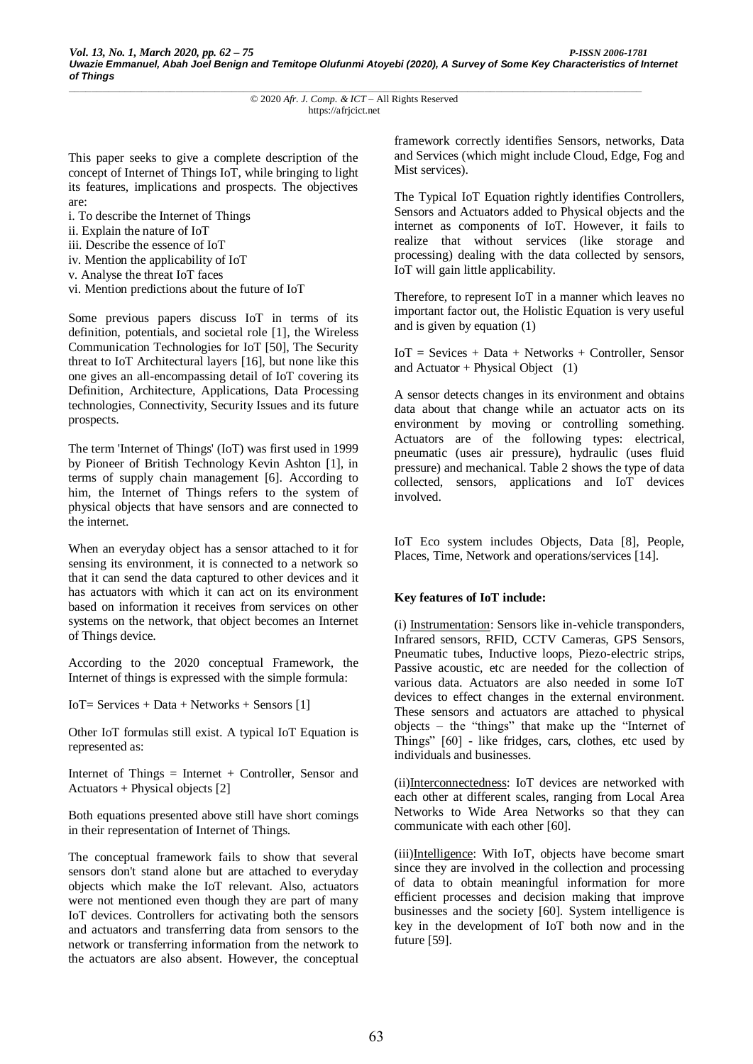This paper seeks to give a complete description of the concept of Internet of Things IoT, while bringing to light its features, implications and prospects. The objectives are:

i. To describe the Internet of Things
ii. Explain the nature of IoT
iii. Describe the essence of IoT
iv. Mention the applicability of IoT
v. Analyse the threat IoT faces
vi. Mention predictions about the future of IoT

Some previous papers discuss IoT in terms of its definition, potentials, and societal role [1], the Wireless Communication Technologies for IoT [50], The Security threat to IoT Architectural layers [16], but none like this one gives an all-encompassing detail of IoT covering its Definition, Architecture, Applications, Data Processing technologies, Connectivity, Security Issues and its future prospects.

The term 'Internet of Things' (IoT) was first used in 1999 by Pioneer of British Technology Kevin Ashton [1], in terms of supply chain management [6]. According to him, the Internet of Things refers to the system of physical objects that have sensors and are connected to the internet.

When an everyday object has a sensor attached to it for sensing its environment, it is connected to a network so that it can send the data captured to other devices and it has actuators with which it can act on its environment based on information it receives from services on other systems on the network, that object becomes an Internet of Things device.

According to the 2020 conceptual Framework, the Internet of things is expressed with the simple formula:

IoT= Services + Data + Networks + Sensors [1]

Other IoT formulas still exist. A typical IoT Equation is represented as:

Internet of Things = Internet + Controller, Sensor and Actuators + Physical objects [2]

Both equations presented above still have short comings in their representation of Internet of Things.

The conceptual framework fails to show that several sensors don't stand alone but are attached to everyday objects which make the IoT relevant. Also, actuators were not mentioned even though they are part of many IoT devices. Controllers for activating both the sensors and actuators and transferring data from sensors to the network or transferring information from the network to the actuators are also absent. However, the conceptual framework correctly identifies Sensors, networks, Data and Services (which might include Cloud, Edge, Fog and Mist services).

The Typical IoT Equation rightly identifies Controllers, Sensors and Actuators added to Physical objects and the internet as components of IoT. However, it fails to realize that without services (like storage and processing) dealing with the data collected by sensors, IoT will gain little applicability.

Therefore, to represent IoT in a manner which leaves no important factor out, the Holistic Equation is very useful and is given by equation (1)

IoT = Sevices + Data + Networks + Controller, Sensor and Actuator + Physical Object (1)

A sensor detects changes in its environment and obtains data about that change while an actuator acts on its environment by moving or controlling something. Actuators are of the following types: electrical, pneumatic (uses air pressure), hydraulic (uses fluid pressure) and mechanical. Table 2 shows the type of data collected, sensors, applications and IoT devices involved.

IoT Eco system includes Objects, Data [8], People, Places, Time, Network and operations/services [14].

**Key features of IoT include:**

(i) Instrumentation: Sensors like in-vehicle transponders, Infrared sensors, RFID, CCTV Cameras, GPS Sensors, Pneumatic tubes, Inductive loops, Piezo-electric strips, Passive acoustic, etc are needed for the collection of various data. Actuators are also needed in some IoT devices to effect changes in the external environment. These sensors and actuators are attached to physical objects – the "things" that make up the "Internet of Things" [60] - like fridges, cars, clothes, etc used by individuals and businesses.

(ii) Interconnectedness: IoT devices are networked with each other at different scales, ranging from Local Area Networks to Wide Area Networks so that they can communicate with each other [60].

(iii) Intelligence: With IoT, objects have become smart since they are involved in the collection and processing of data to obtain meaningful information for more efficient processes and decision making that improve businesses and the society [60]. System intelligence is key in the development of IoT both now and in the future [59].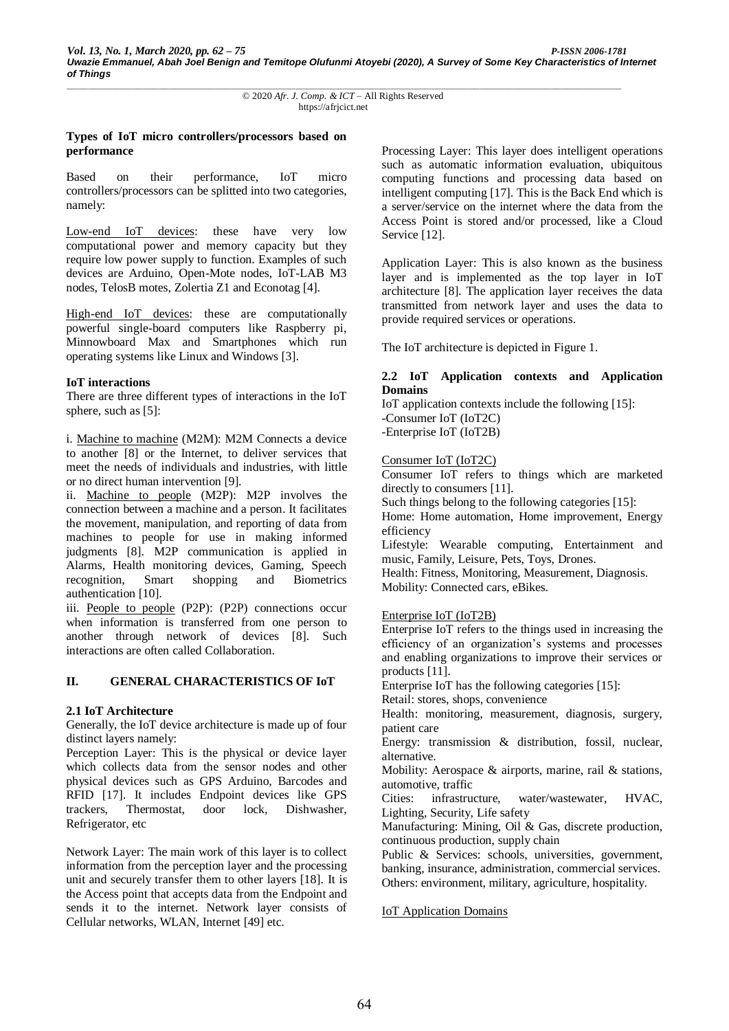**Types of IoT micro controllers/processors based on performance**

Based on their performance, IoT micro controllers/processors can be splitted into two categories, namely:

Low-end IoT devices: these have very low computational power and memory capacity but they require low power supply to function. Examples of such devices are Arduino, Open-Mote nodes, IoT-LAB M3 nodes, TelosB motes, Zolertia Z1 and Econotag [4].

High-end IoT devices: these are computationally powerful single-board computers like Raspberry pi, Minnowboard Max and Smartphones which run operating systems like Linux and Windows [3].

**IoT interactions**

There are three different types of interactions in the IoT sphere, such as [5]:

i. Machine to machine (M2M): M2M Connects a device to another [8] or the Internet, to deliver services that meet the needs of individuals and industries, with little or no direct human intervention [9].

ii. Machine to people (M2P): M2P involves the connection between a machine and a person. It facilitates the movement, manipulation, and reporting of data from machines to people for use in making informed judgments [8]. M2P communication is applied in Alarms, Health monitoring devices, Gaming, Speech recognition, Smart shopping and Biometrics authentication [10].

iii. People to people (P2P): (P2P) connections occur when information is transferred from one person to another through network of devices [8]. Such interactions are often called Collaboration.

## II. GENERAL CHARACTERISTICS OF IoT

### 2.1 IoT Architecture

Generally, the IoT device architecture is made up of four distinct layers namely:

Perception Layer: This is the physical or device layer which collects data from the sensor nodes and other physical devices such as GPS Arduino, Barcodes and RFID [17]. It includes Endpoint devices like GPS trackers, Thermostat, door lock, Dishwasher, Refrigerator, etc

Network Layer: The main work of this layer is to collect information from the perception layer and the processing unit and securely transfer them to other layers [18]. It is the Access point that accepts data from the Endpoint and sends it to the internet. Network layer consists of Cellular networks, WLAN, Internet [49] etc.

Processing Layer: This layer does intelligent operations such as automatic information evaluation, ubiquitous computing functions and processing data based on intelligent computing [17]. This is the Back End which is a server/service on the internet where the data from the Access Point is stored and/or processed, like a Cloud Service [12].

Application Layer: This is also known as the business layer and is implemented as the top layer in IoT architecture [8]. The application layer receives the data transmitted from network layer and uses the data to provide required services or operations.

The IoT architecture is depicted in Figure 1.

### 2.2 IoT Application contexts and Application Domains

IoT application contexts include the following [15]:
-Consumer IoT (IoT2C)
-Enterprise IoT (IoT2B)

Consumer IoT (IoT2C)

Consumer IoT refers to things which are marketed directly to consumers [11].
Such things belong to the following categories [15]:
Home: Home automation, Home improvement, Energy efficiency
Lifestyle: Wearable computing, Entertainment and music, Family, Leisure, Pets, Toys, Drones.
Health: Fitness, Monitoring, Measurement, Diagnosis.
Mobility: Connected cars, eBikes.

Enterprise IoT (IoT2B)

Enterprise IoT refers to the things used in increasing the efficiency of an organization's systems and processes and enabling organizations to improve their services or products [11].
Enterprise IoT has the following categories [15]:
Retail: stores, shops, convenience
Health: monitoring, measurement, diagnosis, surgery, patient care
Energy: transmission & distribution, fossil, nuclear, alternative.
Mobility: Aerospace & airports, marine, rail & stations, automotive, traffic
Cities: infrastructure, water/wastewater, HVAC, Lighting, Security, Life safety
Manufacturing: Mining, Oil & Gas, discrete production, continuous production, supply chain
Public & Services: schools, universities, government, banking, insurance, administration, commercial services.
Others: environment, military, agriculture, hospitality.

IoT Application Domains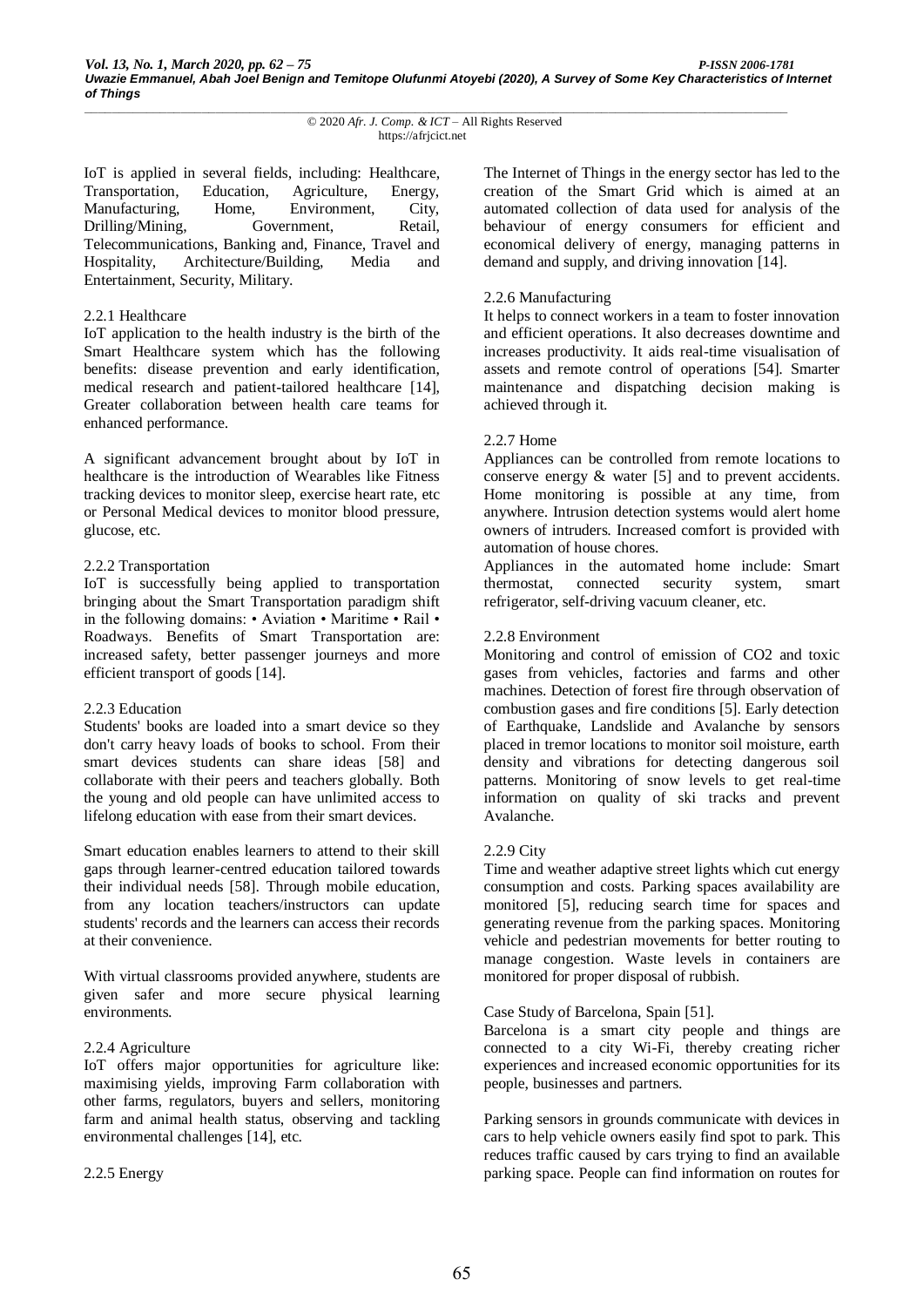IoT is applied in several fields, including: Healthcare, Transportation, Education, Agriculture, Energy, Manufacturing, Home, Environment, City, Drilling/Mining, Government, Retail, Telecommunications, Banking and, Finance, Travel and Hospitality, Architecture/Building, Media and Entertainment, Security, Military.

### 2.2.1 Healthcare

IoT application to the health industry is the birth of the Smart Healthcare system which has the following benefits: disease prevention and early identification, medical research and patient-tailored healthcare [14], Greater collaboration between health care teams for enhanced performance.

A significant advancement brought about by IoT in healthcare is the introduction of Wearables like Fitness tracking devices to monitor sleep, exercise heart rate, etc or Personal Medical devices to monitor blood pressure, glucose, etc.

### 2.2.2 Transportation

IoT is successfully being applied to transportation bringing about the Smart Transportation paradigm shift in the following domains: • Aviation • Maritime • Rail • Roadways. Benefits of Smart Transportation are: increased safety, better passenger journeys and more efficient transport of goods [14].

### 2.2.3 Education

Students' books are loaded into a smart device so they don't carry heavy loads of books to school. From their smart devices students can share ideas [58] and collaborate with their peers and teachers globally. Both the young and old people can have unlimited access to lifelong education with ease from their smart devices.

Smart education enables learners to attend to their skill gaps through learner-centred education tailored towards their individual needs [58]. Through mobile education, from any location teachers/instructors can update students' records and the learners can access their records at their convenience.

With virtual classrooms provided anywhere, students are given safer and more secure physical learning environments.

### 2.2.4 Agriculture

IoT offers major opportunities for agriculture like: maximising yields, improving Farm collaboration with other farms, regulators, buyers and sellers, monitoring farm and animal health status, observing and tackling environmental challenges [14], etc.

### 2.2.5 Energy

The Internet of Things in the energy sector has led to the creation of the Smart Grid which is aimed at an automated collection of data used for analysis of the behaviour of energy consumers for efficient and economical delivery of energy, managing patterns in demand and supply, and driving innovation [14].

### 2.2.6 Manufacturing

It helps to connect workers in a team to foster innovation and efficient operations. It also decreases downtime and increases productivity. It aids real-time visualisation of assets and remote control of operations [54]. Smarter maintenance and dispatching decision making is achieved through it.

### 2.2.7 Home

Appliances can be controlled from remote locations to conserve energy & water [5] and to prevent accidents. Home monitoring is possible at any time, from anywhere. Intrusion detection systems would alert home owners of intruders. Increased comfort is provided with automation of house chores.

Appliances in the automated home include: Smart thermostat, connected security system, smart refrigerator, self-driving vacuum cleaner, etc.

### 2.2.8 Environment

Monitoring and control of emission of $CO_2$ and toxic gases from vehicles, factories and farms and other machines. Detection of forest fire through observation of combustion gases and fire conditions [5]. Early detection of Earthquake, Landslide and Avalanche by sensors placed in tremor locations to monitor soil moisture, earth density and vibrations for detecting dangerous soil patterns. Monitoring of snow levels to get real-time information on quality of ski tracks and prevent Avalanche.

### 2.2.9 City

Time and weather adaptive street lights which cut energy consumption and costs. Parking spaces availability are monitored [5], reducing search time for spaces and generating revenue from the parking spaces. Monitoring vehicle and pedestrian movements for better routing to manage congestion. Waste levels in containers are monitored for proper disposal of rubbish.

Case Study of Barcelona, Spain [51].

Barcelona is a smart city people and things are connected to a city Wi-Fi, thereby creating richer experiences and increased economic opportunities for its people, businesses and partners.

Parking sensors in grounds communicate with devices in cars to help vehicle owners easily find spot to park. This reduces traffic caused by cars trying to find an available parking space. People can find information on routes for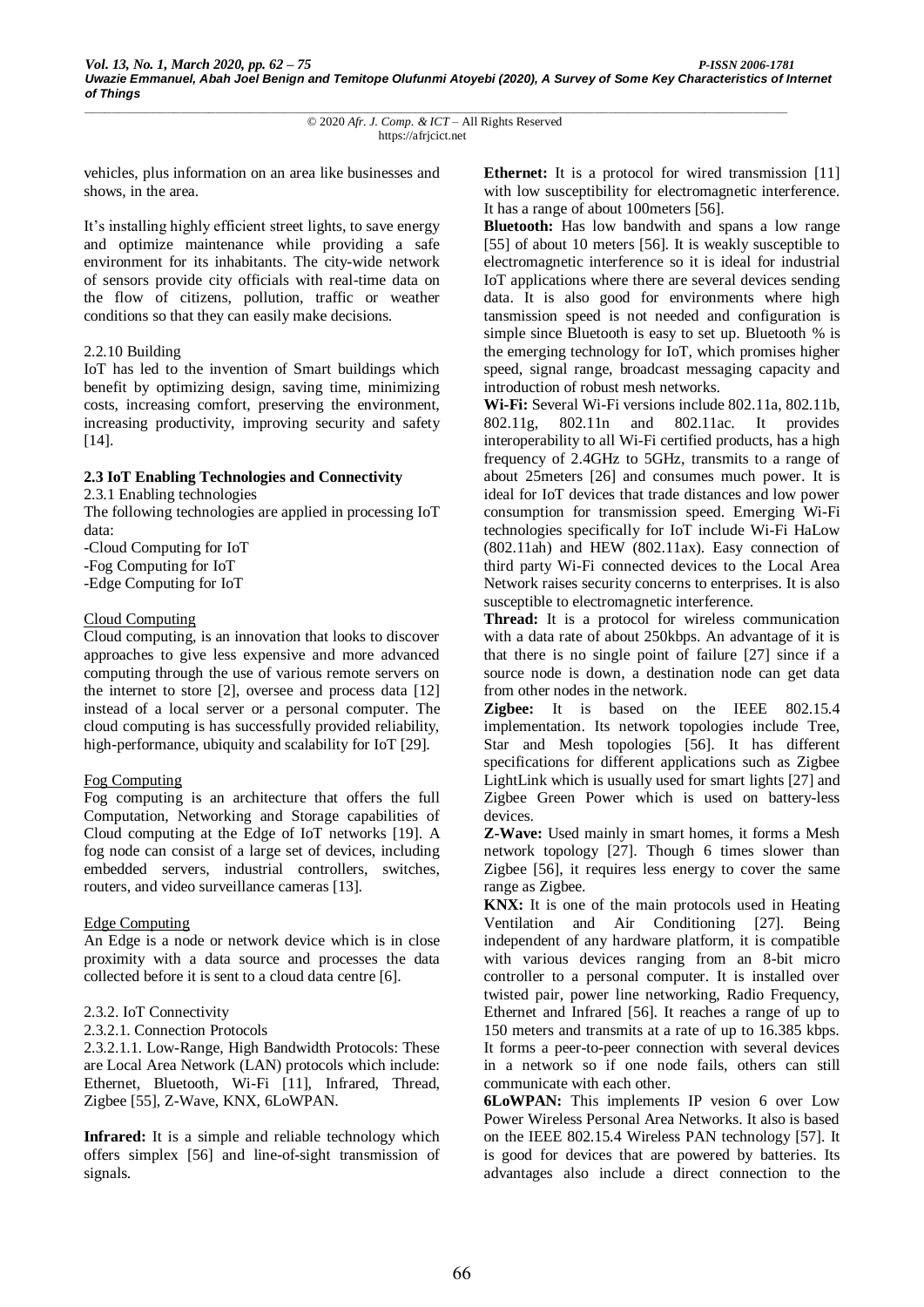vehicles, plus information on an area like businesses and shows, in the area.

It's installing highly efficient street lights, to save energy and optimize maintenance while providing a safe environment for its inhabitants. The city-wide network of sensors provide city officials with real-time data on the flow of citizens, pollution, traffic or weather conditions so that they can easily make decisions.

2.2.10 Building

IoT has led to the invention of Smart buildings which benefit by optimizing design, saving time, minimizing costs, increasing comfort, preserving the environment, increasing productivity, improving security and safety [14].

### 2.3 IoT Enabling Technologies and Connectivity

2.3.1 Enabling technologies

The following technologies are applied in processing IoT data:

-Cloud Computing for IoT
-Fog Computing for IoT
-Edge Computing for IoT

Cloud Computing

Cloud computing, is an innovation that looks to discover approaches to give less expensive and more advanced computing through the use of various remote servers on the internet to store [2], oversee and process data [12] instead of a local server or a personal computer. The cloud computing is has successfully provided reliability, high-performance, ubiquity and scalability for IoT [29].

Fog Computing

Fog computing is an architecture that offers the full Computation, Networking and Storage capabilities of Cloud computing at the Edge of IoT networks [19]. A fog node can consist of a large set of devices, including embedded servers, industrial controllers, switches, routers, and video surveillance cameras [13].

Edge Computing

An Edge is a node or network device which is in close proximity with a data source and processes the data collected before it is sent to a cloud data centre [6].

2.3.2. IoT Connectivity

2.3.2.1. Connection Protocols

2.3.2.1.1. Low-Range, High Bandwidth Protocols: These are Local Area Network (LAN) protocols which include: Ethernet, Bluetooth, Wi-Fi [11], Infrared, Thread, Zigbee [55], Z-Wave, KNX, 6LoWPAN.

**Infrared:** It is a simple and reliable technology which offers simplex [56] and line-of-sight transmission of signals.

**Ethernet:** It is a protocol for wired transmission [11] with low susceptibility for electromagnetic interference. It has a range of about 100meters [56].

**Bluetooth:** Has low bandwith and spans a low range [55] of about 10 meters [56]. It is weakly susceptible to electromagnetic interference so it is ideal for industrial IoT applications where there are several devices sending data. It is also good for environments where high tansmission speed is not needed and configuration is simple since Bluetooth is easy to set up. Bluetooth % is the emerging technology for IoT, which promises higher speed, signal range, broadcast messaging capacity and introduction of robust mesh networks.

**Wi-Fi:** Several Wi-Fi versions include 802.11a, 802.11b, 802.11g, 802.11n and 802.11ac. It provides interoperability to all Wi-Fi certified products, has a high frequency of 2.4GHz to 5GHz, transmits to a range of about 25meters [26] and consumes much power. It is ideal for IoT devices that trade distances and low power consumption for transmission speed. Emerging Wi-Fi technologies specifically for IoT include Wi-Fi HaLow (802.11ah) and HEW (802.11ax). Easy connection of third party Wi-Fi connected devices to the Local Area Network raises security concerns to enterprises. It is also susceptible to electromagnetic interference.

**Thread:** It is a protocol for wireless communication with a data rate of about 250kbps. An advantage of it is that there is no single point of failure [27] since if a source node is down, a destination node can get data from other nodes in the network.

**Zigbee:** It is based on the IEEE 802.15.4 implementation. Its network topologies include Tree, Star and Mesh topologies [56]. It has different specifications for different applications such as Zigbee LightLink which is usually used for smart lights [27] and Zigbee Green Power which is used on battery-less devices.

**Z-Wave:** Used mainly in smart homes, it forms a Mesh network topology [27]. Though 6 times slower than Zigbee [56], it requires less energy to cover the same range as Zigbee.

**KNX:** It is one of the main protocols used in Heating Ventilation and Air Conditioning [27]. Being independent of any hardware platform, it is compatible with various devices ranging from an 8-bit micro controller to a personal computer. It is installed over twisted pair, power line networking, Radio Frequency, Ethernet and Infrared [56]. It reaches a range of up to 150 meters and transmits at a rate of up to 16.385 kbps. It forms a peer-to-peer connection with several devices in a network so if one node fails, others can still communicate with each other.

**6LoWPAN:** This implements IP vesion 6 over Low Power Wireless Personal Area Networks. It also is based on the IEEE 802.15.4 Wireless PAN technology [57]. It is good for devices that are powered by batteries. Its advantages also include a direct connection to the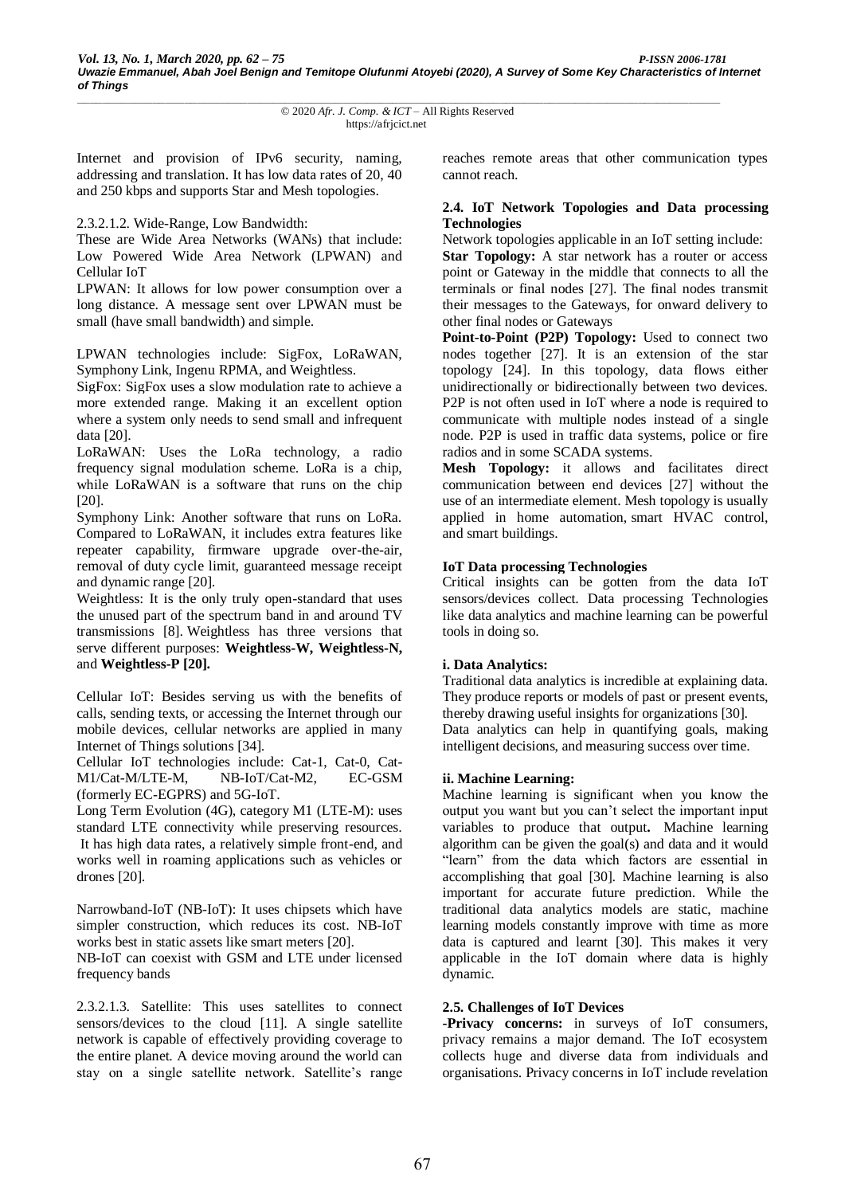Internet and provision of IPv6 security, naming, addressing and translation. It has low data rates of 20, 40 and 250 kbps and supports Star and Mesh topologies.

2.3.2.1.2. Wide-Range, Low Bandwidth:

These are Wide Area Networks (WANs) that include: Low Powered Wide Area Network (LPWAN) and Cellular IoT

LPWAN: It allows for low power consumption over a long distance. A message sent over LPWAN must be small (have small bandwidth) and simple.

LPWAN technologies include: SigFox, LoRaWAN, Symphony Link, Ingenu RPMA, and Weightless.

SigFox: SigFox uses a slow modulation rate to achieve a more extended range. Making it an excellent option where a system only needs to send small and infrequent data [20].

LoRaWAN: Uses the LoRa technology, a radio frequency signal modulation scheme. LoRa is a chip, while LoRaWAN is a software that runs on the chip [20].

Symphony Link: Another software that runs on LoRa. Compared to LoRaWAN, it includes extra features like repeater capability, firmware upgrade over-the-air, removal of duty cycle limit, guaranteed message receipt and dynamic range [20].

Weightless: It is the only truly open-standard that uses the unused part of the spectrum band in and around TV transmissions [8]. Weightless has three versions that serve different purposes: **Weightless-W, Weightless-N,** and **Weightless-P [20].**

Cellular IoT: Besides serving us with the benefits of calls, sending texts, or accessing the Internet through our mobile devices, cellular networks are applied in many Internet of Things solutions [34].

Cellular IoT technologies include: Cat-1, Cat-0, Cat-M1/Cat-M/LTE-M, NB-IoT/Cat-M2, EC-GSM (formerly EC-EGPRS) and 5G-IoT.

Long Term Evolution (4G), category M1 (LTE-M): uses standard LTE connectivity while preserving resources. It has high data rates, a relatively simple front-end, and works well in roaming applications such as vehicles or drones [20].

Narrowband-IoT (NB-IoT): It uses chipsets which have simpler construction, which reduces its cost. NB-IoT works best in static assets like smart meters [20].

NB-IoT can coexist with GSM and LTE under licensed frequency bands

2.3.2.1.3. Satellite: This uses satellites to connect sensors/devices to the cloud [11]. A single satellite network is capable of effectively providing coverage to the entire planet. A device moving around the world can stay on a single satellite network. Satellite's range reaches remote areas that other communication types cannot reach.

### 2.4. IoT Network Topologies and Data processing Technologies

Network topologies applicable in an IoT setting include:

**Star Topology:** A star network has a router or access point or Gateway in the middle that connects to all the terminals or final nodes [27]. The final nodes transmit their messages to the Gateways, for onward delivery to other final nodes or Gateways

**Point-to-Point (P2P) Topology:** Used to connect two nodes together [27]. It is an extension of the star topology [24]. In this topology, data flows either unidirectionally or bidirectionally between two devices. P2P is not often used in IoT where a node is required to communicate with multiple nodes instead of a single node. P2P is used in traffic data systems, police or fire radios and in some SCADA systems.

**Mesh Topology:** it allows and facilitates direct communication between end devices [27] without the use of an intermediate element. Mesh topology is usually applied in home automation, smart HVAC control, and smart buildings.

#### IoT Data processing Technologies

Critical insights can be gotten from the data IoT sensors/devices collect. Data processing Technologies like data analytics and machine learning can be powerful tools in doing so.

#### i. Data Analytics:

Traditional data analytics is incredible at explaining data. They produce reports or models of past or present events, thereby drawing useful insights for organizations [30].

Data analytics can help in quantifying goals, making intelligent decisions, and measuring success over time.

#### ii. Machine Learning:

Machine learning is significant when you know the output you want but you can't select the important input variables to produce that output**.** Machine learning algorithm can be given the goal(s) and data and it would "learn" from the data which factors are essential in accomplishing that goal [30]. Machine learning is also important for accurate future prediction. While the traditional data analytics models are static, machine learning models constantly improve with time as more data is captured and learnt [30]. This makes it very applicable in the IoT domain where data is highly dynamic.

### 2.5. Challenges of IoT Devices

**-Privacy concerns:** in surveys of IoT consumers, privacy remains a major demand. The IoT ecosystem collects huge and diverse data from individuals and organisations. Privacy concerns in IoT include revelation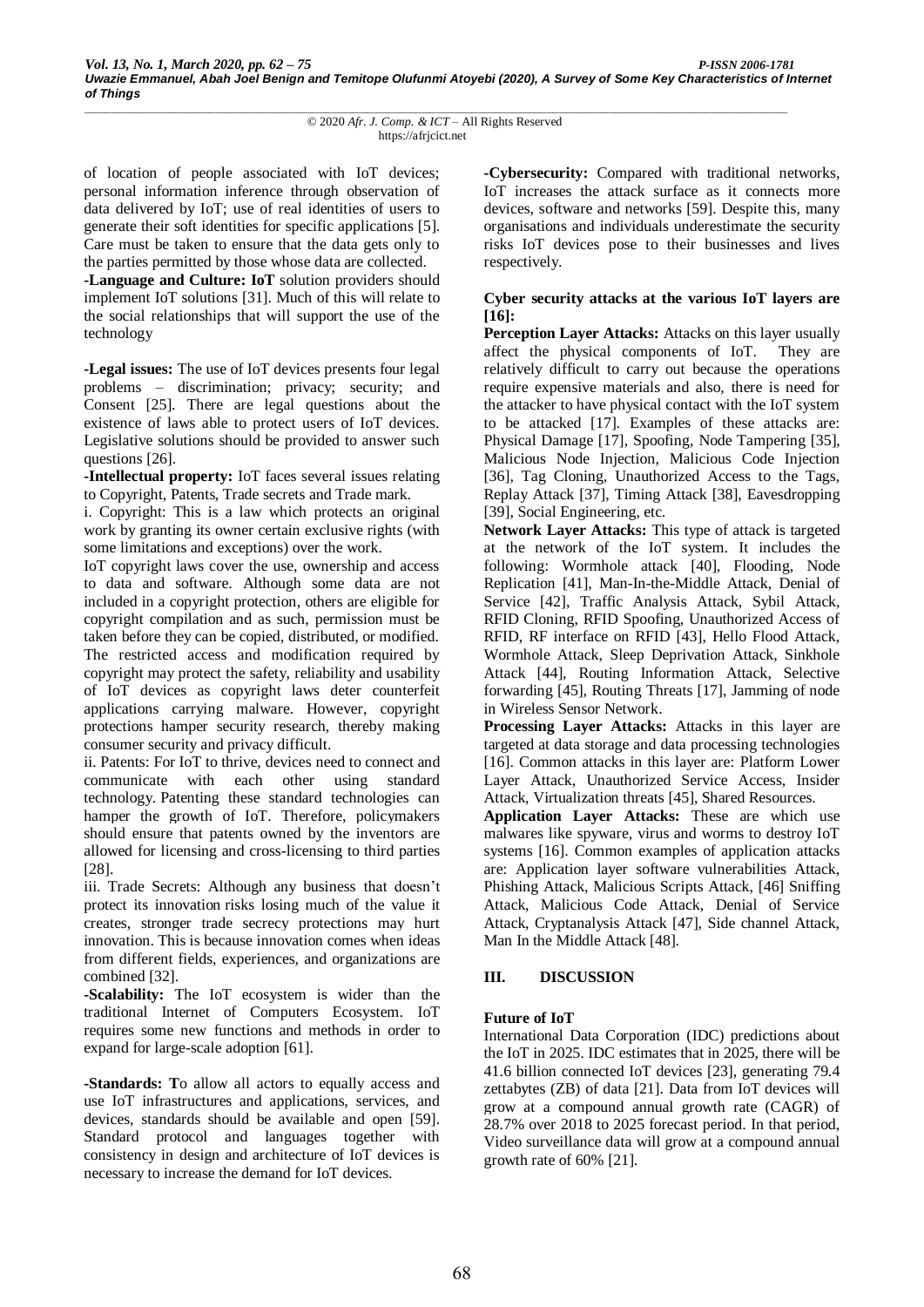of location of people associated with IoT devices; personal information inference through observation of data delivered by IoT; use of real identities of users to generate their soft identities for specific applications [5]. Care must be taken to ensure that the data gets only to the parties permitted by those whose data are collected.

**-Language and Culture: IoT** solution providers should implement IoT solutions [31]. Much of this will relate to the social relationships that will support the use of the technology

**-Legal issues:** The use of IoT devices presents four legal problems – discrimination; privacy; security; and Consent [25]. There are legal questions about the existence of laws able to protect users of IoT devices. Legislative solutions should be provided to answer such questions [26].

**-Intellectual property:** IoT faces several issues relating to Copyright, Patents, Trade secrets and Trade mark.

i. Copyright: This is a law which protects an original work by granting its owner certain exclusive rights (with some limitations and exceptions) over the work.

IoT copyright laws cover the use, ownership and access to data and software. Although some data are not included in a copyright protection, others are eligible for copyright compilation and as such, permission must be taken before they can be copied, distributed, or modified. The restricted access and modification required by copyright may protect the safety, reliability and usability of IoT devices as copyright laws deter counterfeit applications carrying malware. However, copyright protections hamper security research, thereby making consumer security and privacy difficult.

ii. Patents: For IoT to thrive, devices need to connect and communicate with each other using standard technology. Patenting these standard technologies can hamper the growth of IoT. Therefore, policymakers should ensure that patents owned by the inventors are allowed for licensing and cross-licensing to third parties [28].

iii. Trade Secrets: Although any business that doesn't protect its innovation risks losing much of the value it creates, stronger trade secrecy protections may hurt innovation. This is because innovation comes when ideas from different fields, experiences, and organizations are combined [32].

**-Scalability:** The IoT ecosystem is wider than the traditional Internet of Computers Ecosystem. IoT requires some new functions and methods in order to expand for large-scale adoption [61].

**-Standards: T**o allow all actors to equally access and use IoT infrastructures and applications, services, and devices, standards should be available and open [59]. Standard protocol and languages together with consistency in design and architecture of IoT devices is necessary to increase the demand for IoT devices.

**-Cybersecurity:** Compared with traditional networks, IoT increases the attack surface as it connects more devices, software and networks [59]. Despite this, many organisations and individuals underestimate the security risks IoT devices pose to their businesses and lives respectively.

**Cyber security attacks at the various IoT layers are [16]:**

**Perception Layer Attacks:** Attacks on this layer usually affect the physical components of IoT. They are relatively difficult to carry out because the operations require expensive materials and also, there is need for the attacker to have physical contact with the IoT system to be attacked [17]. Examples of these attacks are: Physical Damage [17], Spoofing, Node Tampering [35], Malicious Node Injection, Malicious Code Injection [36], Tag Cloning, Unauthorized Access to the Tags, Replay Attack [37], Timing Attack [38], Eavesdropping [39], Social Engineering, etc.

**Network Layer Attacks:** This type of attack is targeted at the network of the IoT system. It includes the following: Wormhole attack [40], Flooding, Node Replication [41], Man-In-the-Middle Attack, Denial of Service [42], Traffic Analysis Attack, Sybil Attack, RFID Cloning, RFID Spoofing, Unauthorized Access of RFID, RF interface on RFID [43], Hello Flood Attack, Wormhole Attack, Sleep Deprivation Attack, Sinkhole Attack [44], Routing Information Attack, Selective forwarding [45], Routing Threats [17], Jamming of node in Wireless Sensor Network.

**Processing Layer Attacks:** Attacks in this layer are targeted at data storage and data processing technologies [16]. Common attacks in this layer are: Platform Lower Layer Attack, Unauthorized Service Access, Insider Attack, Virtualization threats [45], Shared Resources.

**Application Layer Attacks:** These are which use malwares like spyware, virus and worms to destroy IoT systems [16]. Common examples of application attacks are: Application layer software vulnerabilities Attack, Phishing Attack, Malicious Scripts Attack, [46] Sniffing Attack, Malicious Code Attack, Denial of Service Attack, Cryptanalysis Attack [47], Side channel Attack, Man In the Middle Attack [48].

## III. DISCUSSION

### Future of IoT

International Data Corporation (IDC) predictions about the IoT in 2025. IDC estimates that in 2025, there will be 41.6 billion connected IoT devices [23], generating 79.4 zettabytes (ZB) of data [21]. Data from IoT devices will grow at a compound annual growth rate (CAGR) of 28.7% over 2018 to 2025 forecast period. In that period, Video surveillance data will grow at a compound annual growth rate of 60% [21].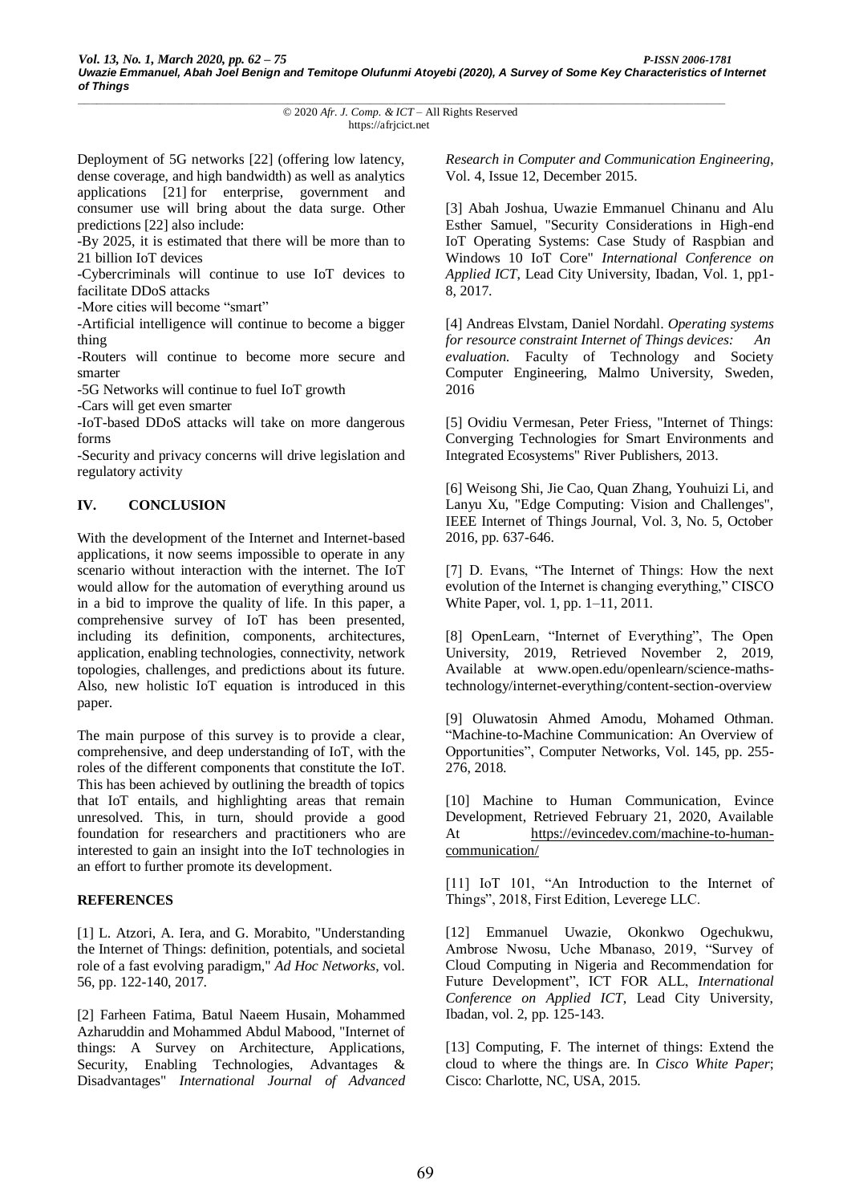Deployment of 5G networks [22] (offering low latency, dense coverage, and high bandwidth) as well as analytics applications [21] for enterprise, government and consumer use will bring about the data surge. Other predictions [22] also include:

-By 2025, it is estimated that there will be more than to 21 billion IoT devices

-Cybercriminals will continue to use IoT devices to facilitate DDoS attacks

-More cities will become "smart"

-Artificial intelligence will continue to become a bigger thing

-Routers will continue to become more secure and smarter

-5G Networks will continue to fuel IoT growth

-Cars will get even smarter

-IoT-based DDoS attacks will take on more dangerous forms

-Security and privacy concerns will drive legislation and regulatory activity

## IV. CONCLUSION

With the development of the Internet and Internet-based applications, it now seems impossible to operate in any scenario without interaction with the internet. The IoT would allow for the automation of everything around us in a bid to improve the quality of life. In this paper, a comprehensive survey of IoT has been presented, including its definition, components, architectures, application, enabling technologies, connectivity, network topologies, challenges, and predictions about its future. Also, new holistic IoT equation is introduced in this paper.

The main purpose of this survey is to provide a clear, comprehensive, and deep understanding of IoT, with the roles of the different components that constitute the IoT. This has been achieved by outlining the breadth of topics that IoT entails, and highlighting areas that remain unresolved. This, in turn, should provide a good foundation for researchers and practitioners who are interested to gain an insight into the IoT technologies in an effort to further promote its development.

## REFERENCES

[1] L. Atzori, A. Iera, and G. Morabito, "Understanding the Internet of Things: definition, potentials, and societal role of a fast evolving paradigm," *Ad Hoc Networks*, vol. 56, pp. 122-140, 2017.

[2] Farheen Fatima, Batul Naeem Husain, Mohammed Azharuddin and Mohammed Abdul Mabood, "Internet of things: A Survey on Architecture, Applications, Security, Enabling Technologies, Advantages & Disadvantages" *International Journal of Advanced Research in Computer and Communication Engineering*, Vol. 4, Issue 12, December 2015.

[3] Abah Joshua, Uwazie Emmanuel Chinanu and Alu Esther Samuel, "Security Considerations in High-end IoT Operating Systems: Case Study of Raspbian and Windows 10 IoT Core" *International Conference on Applied ICT*, Lead City University, Ibadan, Vol. 1, pp1-8, 2017.

[4] Andreas Elvstam, Daniel Nordahl. *Operating systems for resource constraint Internet of Things devices: An evaluation.* Faculty of Technology and Society Computer Engineering, Malmo University, Sweden, 2016

[5] Ovidiu Vermesan, Peter Friess, "Internet of Things: Converging Technologies for Smart Environments and Integrated Ecosystems" River Publishers, 2013.

[6] Weisong Shi, Jie Cao, Quan Zhang, Youhuizi Li, and Lanyu Xu, "Edge Computing: Vision and Challenges", IEEE Internet of Things Journal, Vol. 3, No. 5, October 2016, pp. 637-646.

[7] D. Evans, "The Internet of Things: How the next evolution of the Internet is changing everything," CISCO White Paper, vol. 1, pp. 1–11, 2011.

[8] OpenLearn, "Internet of Everything", The Open University, 2019, Retrieved November 2, 2019, Available at www.open.edu/openlearn/science-maths-technology/internet-everything/content-section-overview

[9] Oluwatosin Ahmed Amodu, Mohamed Othman. "Machine-to-Machine Communication: An Overview of Opportunities", Computer Networks, Vol. 145, pp. 255-276, 2018.

[10] Machine to Human Communication, Evince Development, Retrieved February 21, 2020, Available At https://evincedev.com/machine-to-human-communication/

[11] IoT 101, "An Introduction to the Internet of Things", 2018, First Edition, Leverege LLC.

[12] Emmanuel Uwazie, Okonkwo Ogechukwu, Ambrose Nwosu, Uche Mbanaso, 2019, "Survey of Cloud Computing in Nigeria and Recommendation for Future Development", ICT FOR ALL, *International Conference on Applied ICT*, Lead City University, Ibadan, vol. 2, pp. 125-143.

[13] Computing, F. The internet of things: Extend the cloud to where the things are. In *Cisco White Paper*; Cisco: Charlotte, NC, USA, 2015.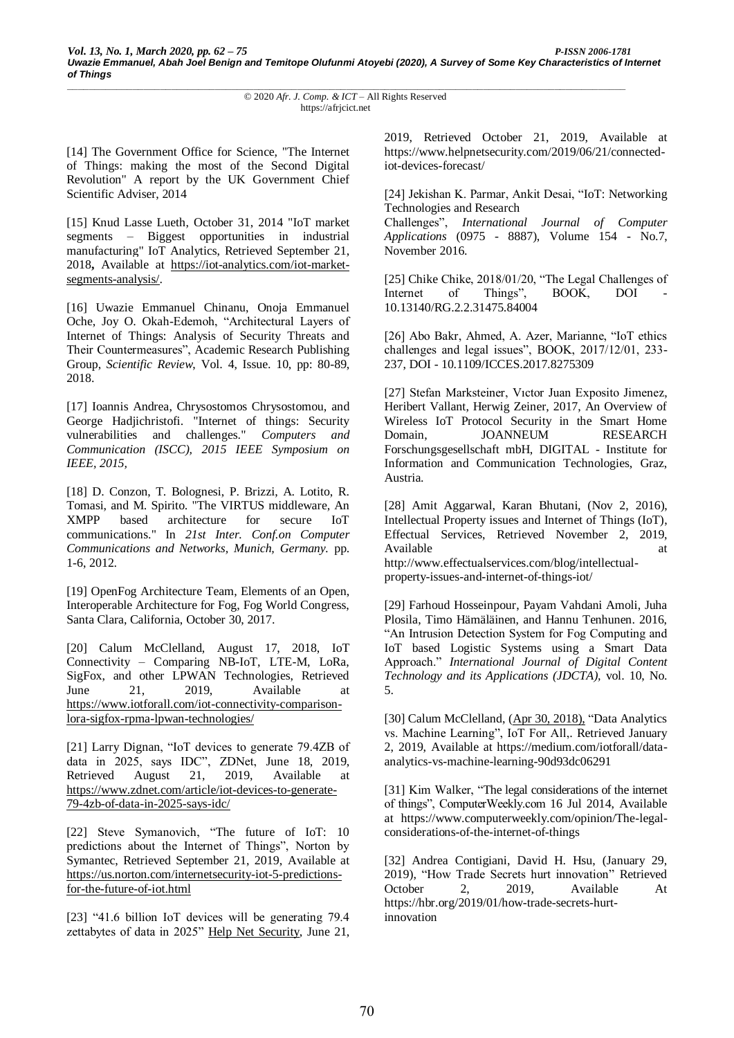[14] The Government Office for Science, "The Internet of Things: making the most of the Second Digital Revolution" A report by the UK Government Chief Scientific Adviser, 2014

[15] Knud Lasse Lueth, October 31, 2014 "IoT market segments – Biggest opportunities in industrial manufacturing" IoT Analytics, Retrieved September 21, 2018**,** Available at https://iot-analytics.com/iot-market-segments-analysis/.

[16] Uwazie Emmanuel Chinanu, Onoja Emmanuel Oche, Joy O. Okah-Edemoh, "Architectural Layers of Internet of Things: Analysis of Security Threats and Their Countermeasures", Academic Research Publishing Group, *Scientific Review*, Vol. 4, Issue. 10, pp: 80-89, 2018.

[17] Ioannis Andrea, Chrysostomos Chrysostomou, and George Hadjichristofi. "Internet of things: Security vulnerabilities and challenges." *Computers and Communication (ISCC), 2015 IEEE Symposium on IEEE, 2015,*

[18] D. Conzon, T. Bolognesi, P. Brizzi, A. Lotito, R. Tomasi, and M. Spirito. "The VIRTUS middleware, An XMPP based architecture for secure IoT communications." In *21st Inter. Conf.on Computer Communications and Networks, Munich, Germany.* pp. 1-6, 2012.

[19] OpenFog Architecture Team, Elements of an Open, Interoperable Architecture for Fog, Fog World Congress, Santa Clara, California, October 30, 2017.

[20] Calum McClelland, August 17, 2018, IoT Connectivity – Comparing NB-IoT, LTE-M, LoRa, SigFox, and other LPWAN Technologies, Retrieved June 21, 2019, Available at https://www.iotforall.com/iot-connectivity-comparison-lora-sigfox-rpma-lpwan-technologies/

[21] Larry Dignan, "IoT devices to generate 79.4ZB of data in 2025, says IDC", ZDNet, June 18, 2019, Retrieved August 21, 2019, Available at https://www.zdnet.com/article/iot-devices-to-generate-79-4zb-of-data-in-2025-says-idc/

[22] Steve Symanovich, "The future of IoT: 10 predictions about the Internet of Things", Norton by Symantec, Retrieved September 21, 2019, Available at https://us.norton.com/internetsecurity-iot-5-predictions-for-the-future-of-iot.html

[23] "41.6 billion IoT devices will be generating 79.4 zettabytes of data in 2025" Help Net Security, June 21, 2019, Retrieved October 21, 2019, Available at https://www.helpnetsecurity.com/2019/06/21/connected-iot-devices-forecast/

[24] Jekishan K. Parmar, Ankit Desai, "IoT: Networking Technologies and Research Challenges", *International Journal of Computer Applications* (0975 - 8887), Volume 154 - No.7, November 2016.

[25] Chike Chike, 2018/01/20, "The Legal Challenges of Internet of Things", BOOK, DOI - 10.13140/RG.2.2.31475.84004

[26] Abo Bakr, Ahmed, A. Azer, Marianne, "IoT ethics challenges and legal issues", BOOK, 2017/12/01, 233-237, DOI - 10.1109/ICCES.2017.8275309

[27] Stefan Marksteiner, Vıctor Juan Exposito Jimenez, Heribert Vallant, Herwig Zeiner, 2017, An Overview of Wireless IoT Protocol Security in the Smart Home Domain, JOANNEUM RESEARCH Forschungsgesellschaft mbH, DIGITAL - Institute for Information and Communication Technologies, Graz, Austria.

[28] Amit Aggarwal, Karan Bhutani, (Nov 2, 2016), Intellectual Property issues and Internet of Things (IoT), Effectual Services, Retrieved November 2, 2019, Available at http://www.effectualservices.com/blog/intellectual-property-issues-and-internet-of-things-iot/

[29] Farhoud Hosseinpour, Payam Vahdani Amoli, Juha Plosila, Timo Hämäläinen, and Hannu Tenhunen. 2016, "An Intrusion Detection System for Fog Computing and IoT based Logistic Systems using a Smart Data Approach." *International Journal of Digital Content Technology and its Applications (JDCTA)*, vol. 10, No. 5.

[30] Calum McClelland, (Apr 30, 2018), "Data Analytics vs. Machine Learning", IoT For All,. Retrieved January 2, 2019, Available at https://medium.com/iotforall/data-analytics-vs-machine-learning-90d93dc06291

[31] Kim Walker, "The legal considerations of the internet of things", ComputerWeekly.com 16 Jul 2014, Available at https://www.computerweekly.com/opinion/The-legal-considerations-of-the-internet-of-things

[32] Andrea Contigiani, David H. Hsu, (January 29, 2019), "How Trade Secrets hurt innovation" Retrieved October 2, 2019, Available At https://hbr.org/2019/01/how-trade-secrets-hurt-innovation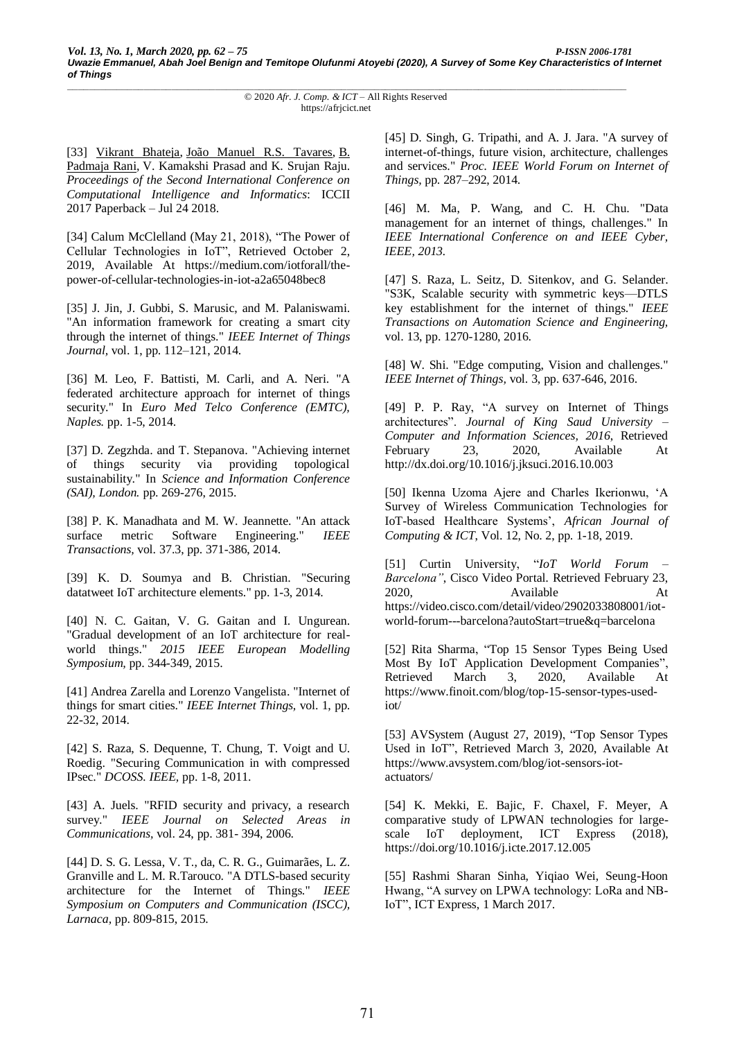[33] Vikrant Bhateja, João Manuel R.S. Tavares, B. Padmaja Rani, V. Kamakshi Prasad and K. Srujan Raju. *Proceedings of the Second International Conference on Computational Intelligence and Informatics*: ICCII 2017 Paperback – Jul 24 2018.

[34] Calum McClelland (May 21, 2018), "The Power of Cellular Technologies in IoT", Retrieved October 2, 2019, Available At https://medium.com/iotforall/the-power-of-cellular-technologies-in-iot-a2a65048bec8

[35] J. Jin, J. Gubbi, S. Marusic, and M. Palaniswami. "An information framework for creating a smart city through the internet of things." *IEEE Internet of Things Journal*, vol. 1, pp. 112–121, 2014.

[36] M. Leo, F. Battisti, M. Carli, and A. Neri. "A federated architecture approach for internet of things security." In *Euro Med Telco Conference (EMTC), Naples.* pp. 1-5, 2014.

[37] D. Zegzhda. and T. Stepanova. "Achieving internet of things security via providing topological sustainability." In *Science and Information Conference (SAI), London.* pp. 269-276, 2015.

[38] P. K. Manadhata and M. W. Jeannette. "An attack surface metric Software Engineering." *IEEE Transactions*, vol. 37.3, pp. 371-386, 2014.

[39] K. D. Soumya and B. Christian. "Securing datatweet IoT architecture elements." pp. 1-3, 2014.

[40] N. C. Gaitan, V. G. Gaitan and I. Ungurean. "Gradual development of an IoT architecture for real-world things." *2015 IEEE European Modelling Symposium*, pp. 344-349, 2015.

[41] Andrea Zarella and Lorenzo Vangelista. "Internet of things for smart cities." *IEEE Internet Things*, vol. 1, pp. 22-32, 2014.

[42] S. Raza, S. Dequenne, T. Chung, T. Voigt and U. Roedig. "Securing Communication in with compressed IPsec." *DCOSS. IEEE*, pp. 1-8, 2011.

[43] A. Juels. "RFID security and privacy, a research survey." *IEEE Journal on Selected Areas in Communications*, vol. 24, pp. 381- 394, 2006.

[44] D. S. G. Lessa, V. T., da, C. R. G., Guimarães, L. Z. Granville and L. M. R.Tarouco. "A DTLS-based security architecture for the Internet of Things." *IEEE Symposium on Computers and Communication (ISCC), Larnaca*, pp. 809-815, 2015.

[45] D. Singh, G. Tripathi, and A. J. Jara. "A survey of internet-of-things, future vision, architecture, challenges and services." *Proc. IEEE World Forum on Internet of Things*, pp. 287–292, 2014.

[46] M. Ma, P. Wang, and C. H. Chu. "Data management for an internet of things, challenges." In *IEEE International Conference on and IEEE Cyber, IEEE, 2013.*

[47] S. Raza, L. Seitz, D. Sitenkov, and G. Selander. "S3K, Scalable security with symmetric keys—DTLS key establishment for the internet of things." *IEEE Transactions on Automation Science and Engineering*, vol. 13, pp. 1270-1280, 2016.

[48] W. Shi. "Edge computing, Vision and challenges." *IEEE Internet of Things*, vol. 3, pp. 637-646, 2016.

[49] P. P. Ray, "A survey on Internet of Things architectures". *Journal of King Saud University – Computer and Information Sciences, 2016*, Retrieved February 23, 2020, Available At http://dx.doi.org/10.1016/j.jksuci.2016.10.003

[50] Ikenna Uzoma Ajere and Charles Ikerionwu, 'A Survey of Wireless Communication Technologies for IoT-based Healthcare Systems', *African Journal of Computing & ICT*, Vol. 12, No. 2, pp. 1-18, 2019.

[51] Curtin University, "*IoT World Forum – Barcelona"*, Cisco Video Portal. Retrieved February 23, 2020, Available At https://video.cisco.com/detail/video/2902033808001/iot-world-forum---barcelona?autoStart=true&q=barcelona

[52] Rita Sharma, "Top 15 Sensor Types Being Used Most By IoT Application Development Companies", Retrieved March 3, 2020, Available At https://www.finoit.com/blog/top-15-sensor-types-used-iot/

[53] AVSystem (August 27, 2019), "Top Sensor Types Used in IoT", Retrieved March 3, 2020, Available At https://www.avsystem.com/blog/iot-sensors-iot-actuators/

[54] K. Mekki, E. Bajic, F. Chaxel, F. Meyer, A comparative study of LPWAN technologies for large-scale IoT deployment, ICT Express (2018), https://doi.org/10.1016/j.icte.2017.12.005

[55] Rashmi Sharan Sinha, Yiqiao Wei, Seung-Hoon Hwang, "A survey on LPWA technology: LoRa and NB-IoT", ICT Express, 1 March 2017.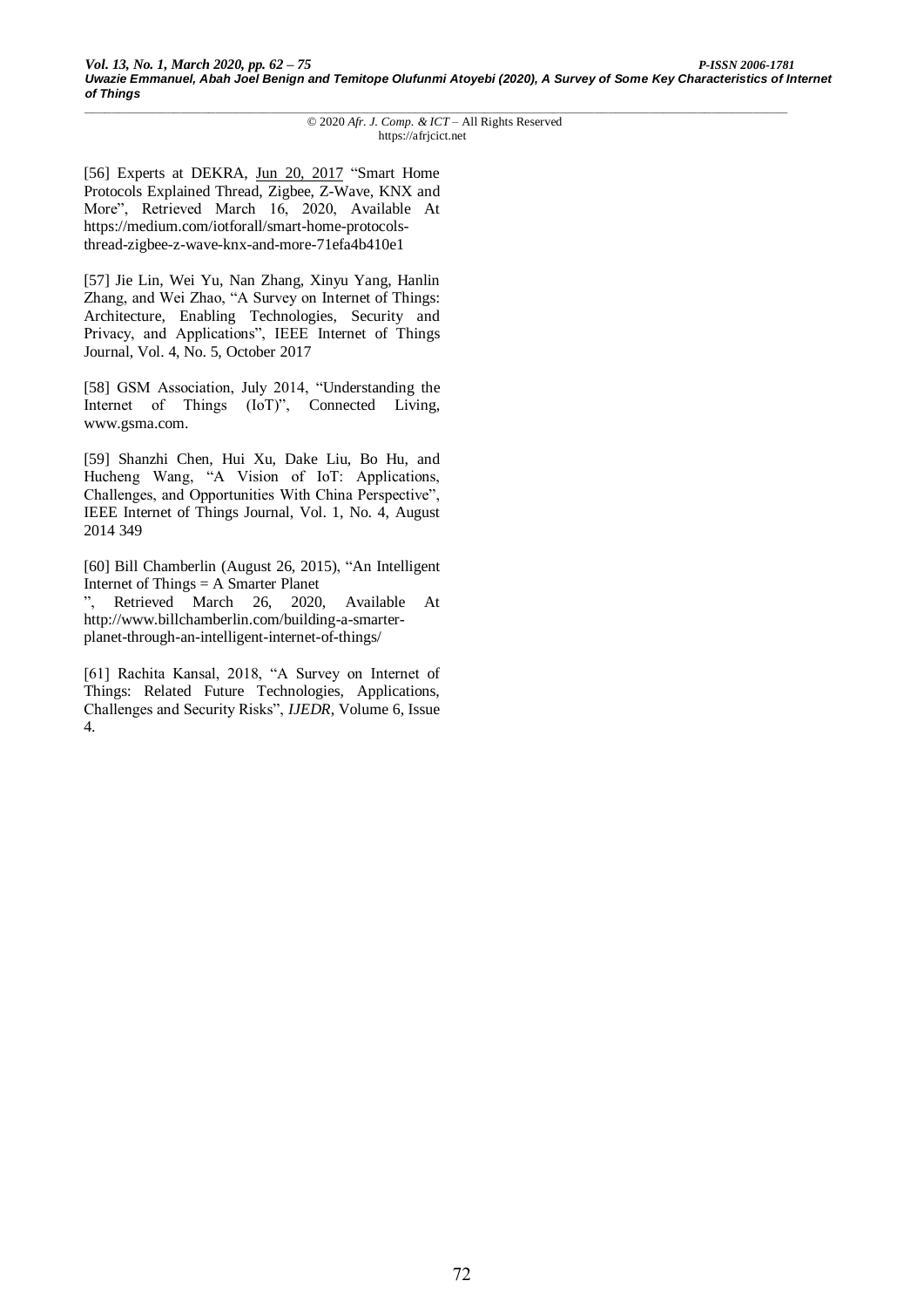[56] Experts at DEKRA, Jun 20, 2017 "Smart Home Protocols Explained Thread, Zigbee, Z-Wave, KNX and More", Retrieved March 16, 2020, Available At https://medium.com/iotforall/smart-home-protocols-thread-zigbee-z-wave-knx-and-more-71efa4b410e1

[57] Jie Lin, Wei Yu, Nan Zhang, Xinyu Yang, Hanlin Zhang, and Wei Zhao, "A Survey on Internet of Things: Architecture, Enabling Technologies, Security and Privacy, and Applications", IEEE Internet of Things Journal, Vol. 4, No. 5, October 2017

[58] GSM Association, July 2014, "Understanding the Internet of Things (IoT)", Connected Living, www.gsma.com.

[59] Shanzhi Chen, Hui Xu, Dake Liu, Bo Hu, and Hucheng Wang, "A Vision of IoT: Applications, Challenges, and Opportunities With China Perspective", IEEE Internet of Things Journal, Vol. 1, No. 4, August 2014 349

[60] Bill Chamberlin (August 26, 2015), "An Intelligent Internet of Things = A Smarter Planet ", Retrieved March 26, 2020, Available At http://www.billchamberlin.com/building-a-smarter-planet-through-an-intelligent-internet-of-things/

[61] Rachita Kansal, 2018, "A Survey on Internet of Things: Related Future Technologies, Applications, Challenges and Security Risks", *IJEDR*, Volume 6, Issue 4.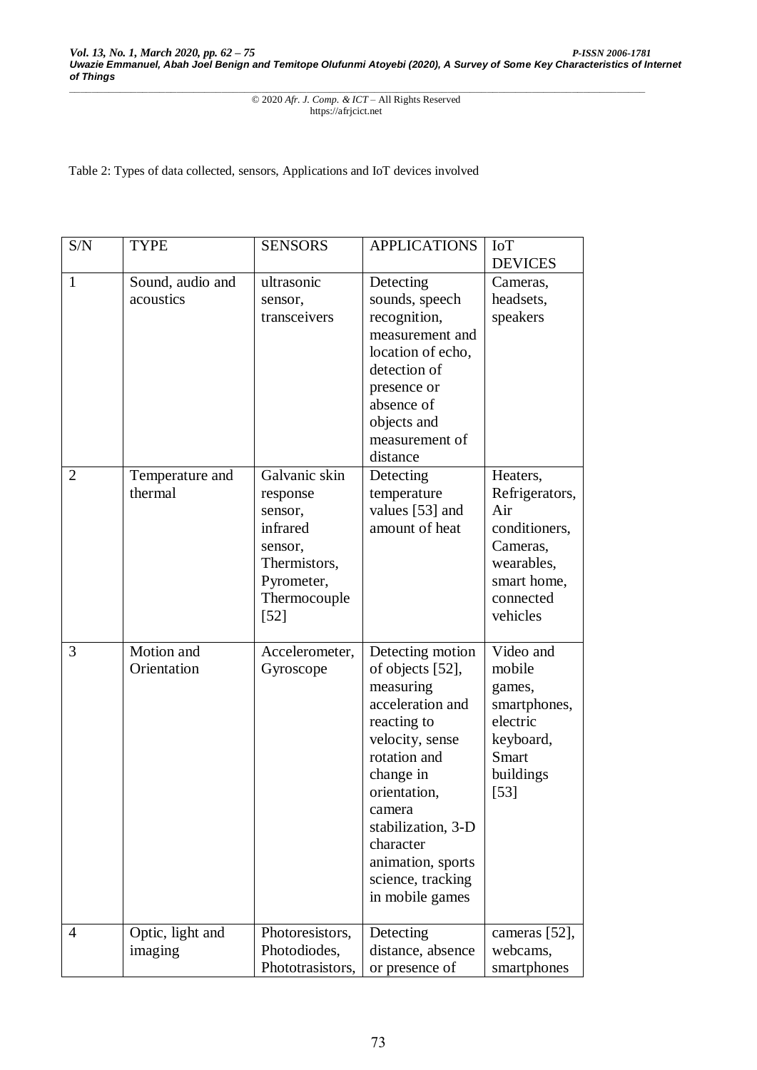Table 2: Types of data collected, sensors, Applications and IoT devices involved

| S/N | TYPE | SENSORS | APPLICATIONS | IoT DEVICES |
|---|---|---|---|---|
| 1 | Sound, audio and acoustics | ultrasonic sensor, transceivers | Detecting sounds, speech recognition, measurement and location of echo, detection of presence or absence of objects and measurement of distance | Cameras, headsets, speakers |
| 2 | Temperature and thermal | Galvanic skin response sensor, infrared sensor, Thermistors, Pyrometer, Thermocouple [52] | Detecting temperature values [53] and amount of heat | Heaters, Refrigerators, Air conditioners, Cameras, wearables, smart home, connected vehicles |
| 3 | Motion and Orientation | Accelerometer, Gyroscope | Detecting motion of objects [52], measuring acceleration and reacting to velocity, sense rotation and change in orientation, camera stabilization, 3-D character animation, sports science, tracking in mobile games | Video and mobile games, smartphones, electric keyboard, Smart buildings [53] |
| 4 | Optic, light and imaging | Photoresistors, Photodiodes, Phototrasistors, | Detecting distance, absence or presence of | cameras [52], webcams, smartphones |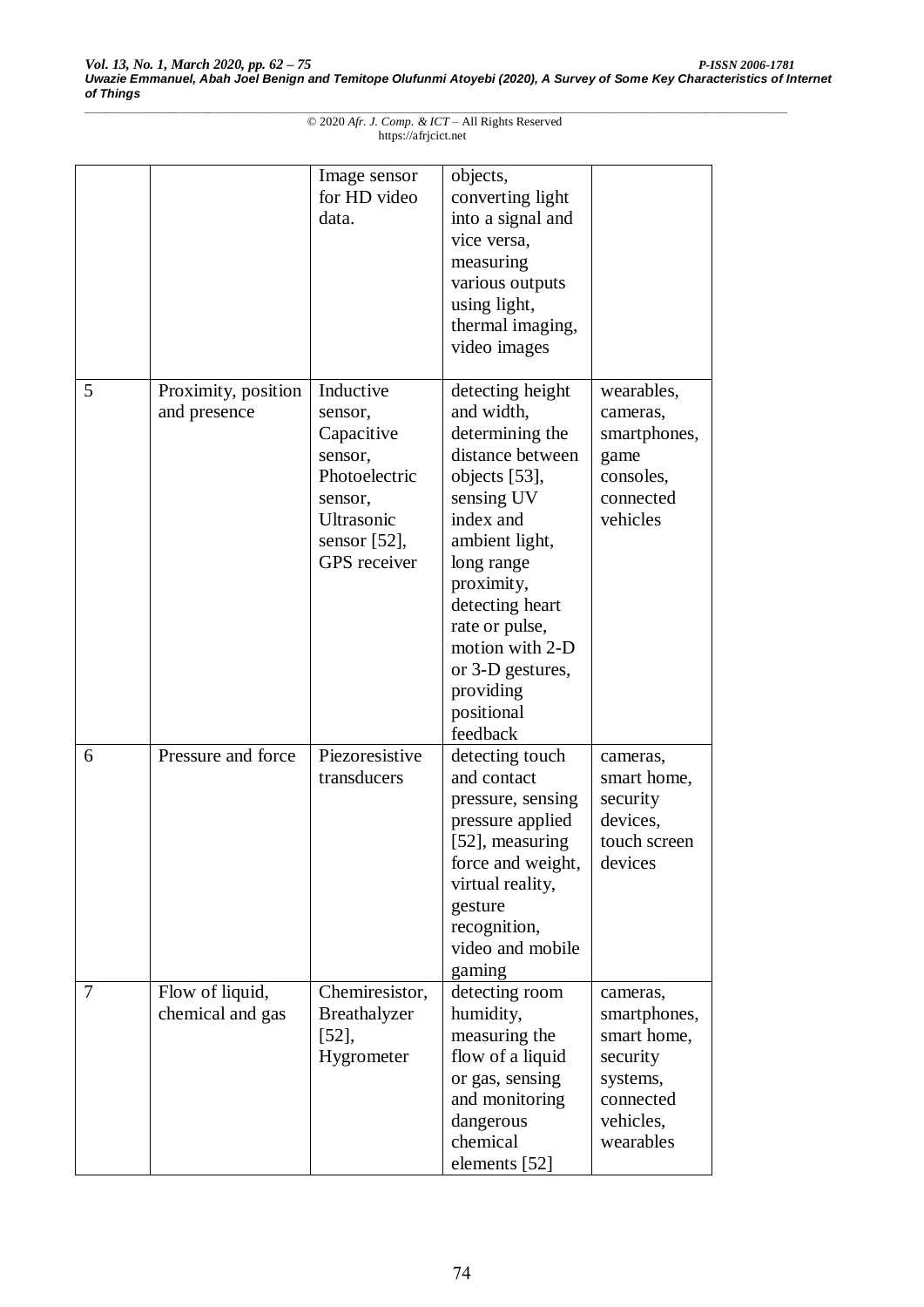|  |  | Image sensor for HD video data. | objects, converting light into a signal and vice versa, measuring various outputs using light, thermal imaging, video images |  |
|---|---|---|---|---|
| 5 | Proximity, position and presence | Inductive sensor, Capacitive sensor, Photoelectric sensor, Ultrasonic sensor [52], GPS receiver | detecting height and width, determining the distance between objects [53], sensing UV index and ambient light, long range proximity, detecting heart rate or pulse, motion with 2-D or 3-D gestures, providing positional feedback | wearables, cameras, smartphones, game consoles, connected vehicles |
| 6 | Pressure and force | Piezoresistive transducers | detecting touch and contact pressure, sensing pressure applied [52], measuring force and weight, virtual reality, gesture recognition, video and mobile gaming | cameras, smart home, security devices, touch screen devices |
| 7 | Flow of liquid, chemical and gas | Chemiresistor, Breathalyzer [52], Hygrometer | detecting room humidity, measuring the flow of a liquid or gas, sensing and monitoring dangerous chemical elements [52] | cameras, smartphones, smart home, security systems, connected vehicles, wearables |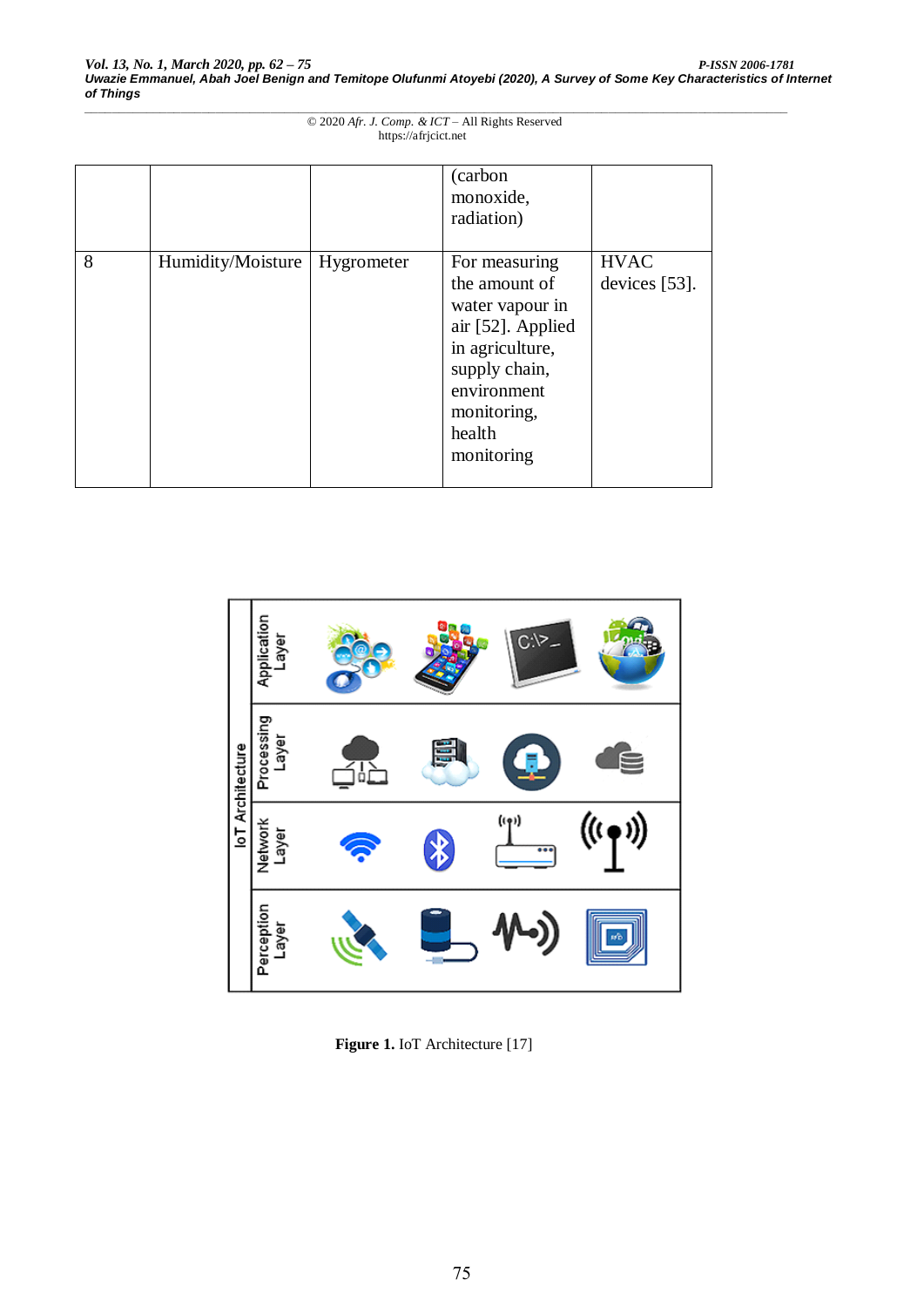| | | | | |
|---|---|---|---|---|
| | | | (carbon monoxide, radiation) | |
| 8 | Humidity/Moisture | Hygrometer | For measuring the amount of water vapour in air [52]. Applied in agriculture, supply chain, environment monitoring, health monitoring | HVAC devices [53]. |

IoT Architecture

Application Layer

Processing Layer

Network Layer

Perception Layer

**Figure 1.** IoT Architecture [17]